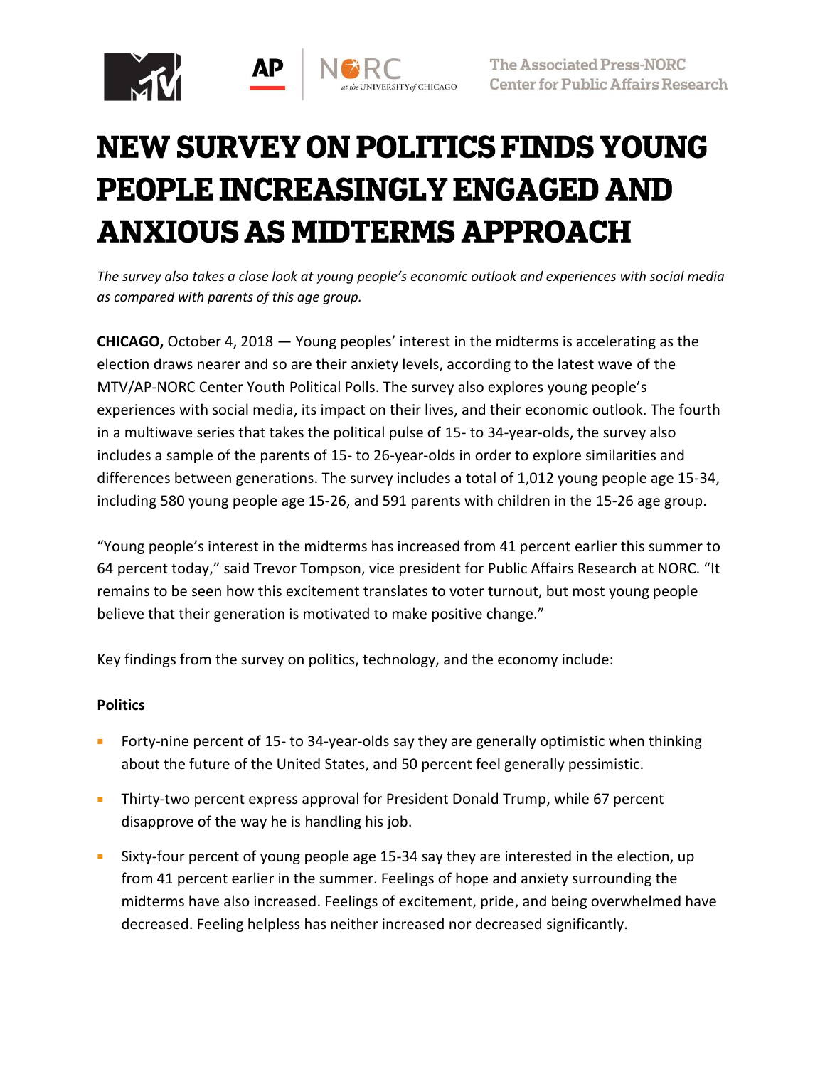# NEW SURVEY ON POLITICS FINDS YOUNG PEOPLE INCREASINGLY ENGAGED AND ANXIOUS AS MIDTERMS APPROACH

*The survey also takes a close look at young people's economic outlook and experiences with social media as compared with parents of this age group.*

**CHICAGO,** October 4, 2018 — Young peoples' interest in the midterms is accelerating as the election draws nearer and so are their anxiety levels, according to the latest wave of the MTV/AP-NORC Center Youth Political Polls. The survey also explores young people's experiences with social media, its impact on their lives, and their economic outlook. The fourth in a multiwave series that takes the political pulse of 15- to 34-year-olds, the survey also includes a sample of the parents of 15- to 26-year-olds in order to explore similarities and differences between generations. The survey includes a total of 1,012 young people age 15-34, including 580 young people age 15-26, and 591 parents with children in the 15-26 age group.

"Young people's interest in the midterms has increased from 41 percent earlier this summer to 64 percent today," said Trevor Tompson, vice president for Public Affairs Research at NORC. "It remains to be seen how this excitement translates to voter turnout, but most young people believe that their generation is motivated to make positive change."

Key findings from the survey on politics, technology, and the economy include:

**Politics**

- Forty-nine percent of 15- to 34-year-olds say they are generally optimistic when thinking about the future of the United States, and 50 percent feel generally pessimistic.
- Thirty-two percent express approval for President Donald Trump, while 67 percent disapprove of the way he is handling his job.
- Sixty-four percent of young people age 15-34 say they are interested in the election, up from 41 percent earlier in the summer. Feelings of hope and anxiety surrounding the midterms have also increased. Feelings of excitement, pride, and being overwhelmed have decreased. Feeling helpless has neither increased nor decreased significantly.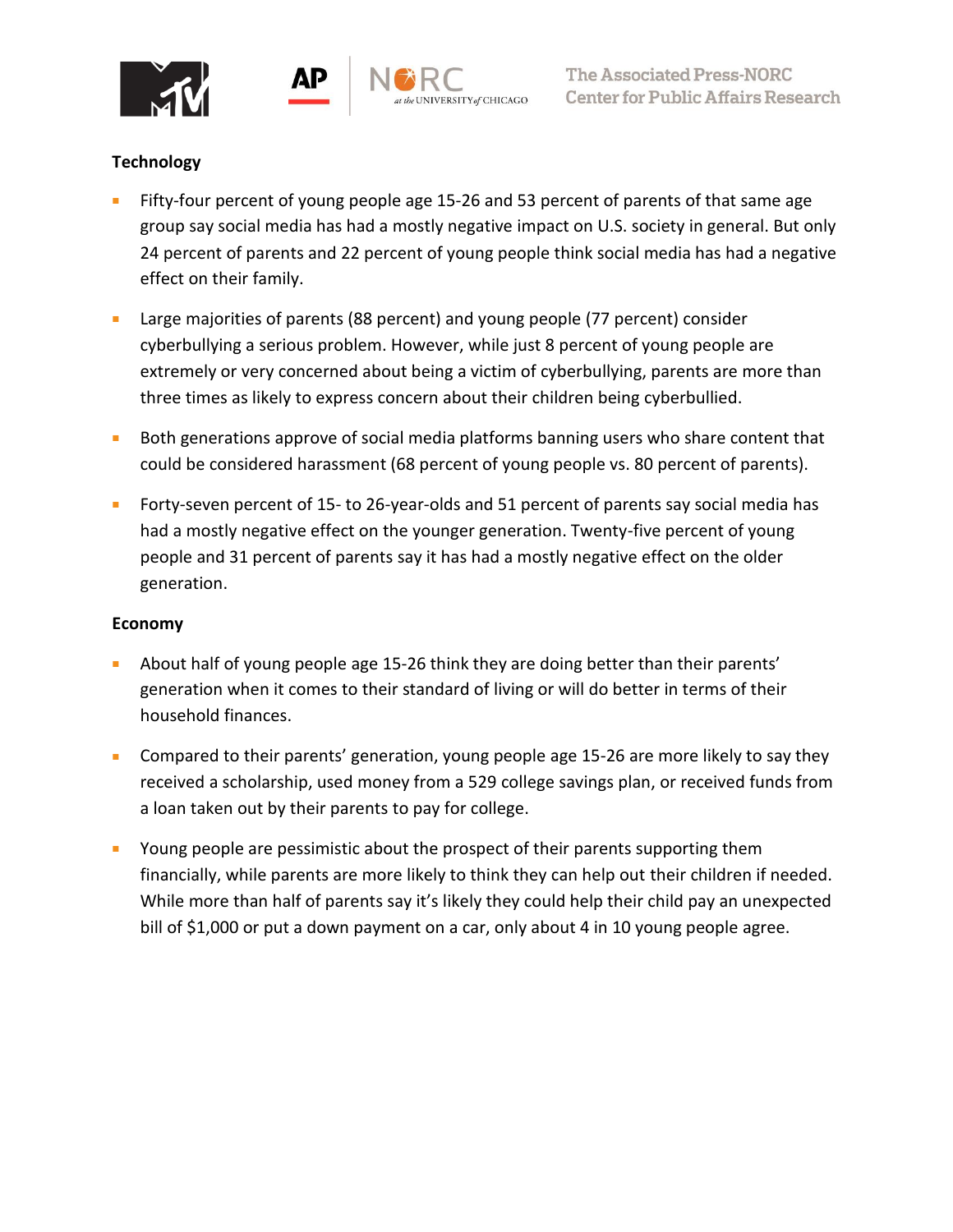**Technology**

- Fifty-four percent of young people age 15-26 and 53 percent of parents of that same age group say social media has had a mostly negative impact on U.S. society in general. But only 24 percent of parents and 22 percent of young people think social media has had a negative effect on their family.
- Large majorities of parents (88 percent) and young people (77 percent) consider cyberbullying a serious problem. However, while just 8 percent of young people are extremely or very concerned about being a victim of cyberbullying, parents are more than three times as likely to express concern about their children being cyberbullied.
- Both generations approve of social media platforms banning users who share content that could be considered harassment (68 percent of young people vs. 80 percent of parents).
- Forty-seven percent of 15- to 26-year-olds and 51 percent of parents say social media has had a mostly negative effect on the younger generation. Twenty-five percent of young people and 31 percent of parents say it has had a mostly negative effect on the older generation.

**Economy**

- About half of young people age 15-26 think they are doing better than their parents' generation when it comes to their standard of living or will do better in terms of their household finances.
- Compared to their parents' generation, young people age 15-26 are more likely to say they received a scholarship, used money from a 529 college savings plan, or received funds from a loan taken out by their parents to pay for college.
- Young people are pessimistic about the prospect of their parents supporting them financially, while parents are more likely to think they can help out their children if needed. While more than half of parents say it's likely they could help their child pay an unexpected bill of $1,000 or put a down payment on a car, only about 4 in 10 young people agree.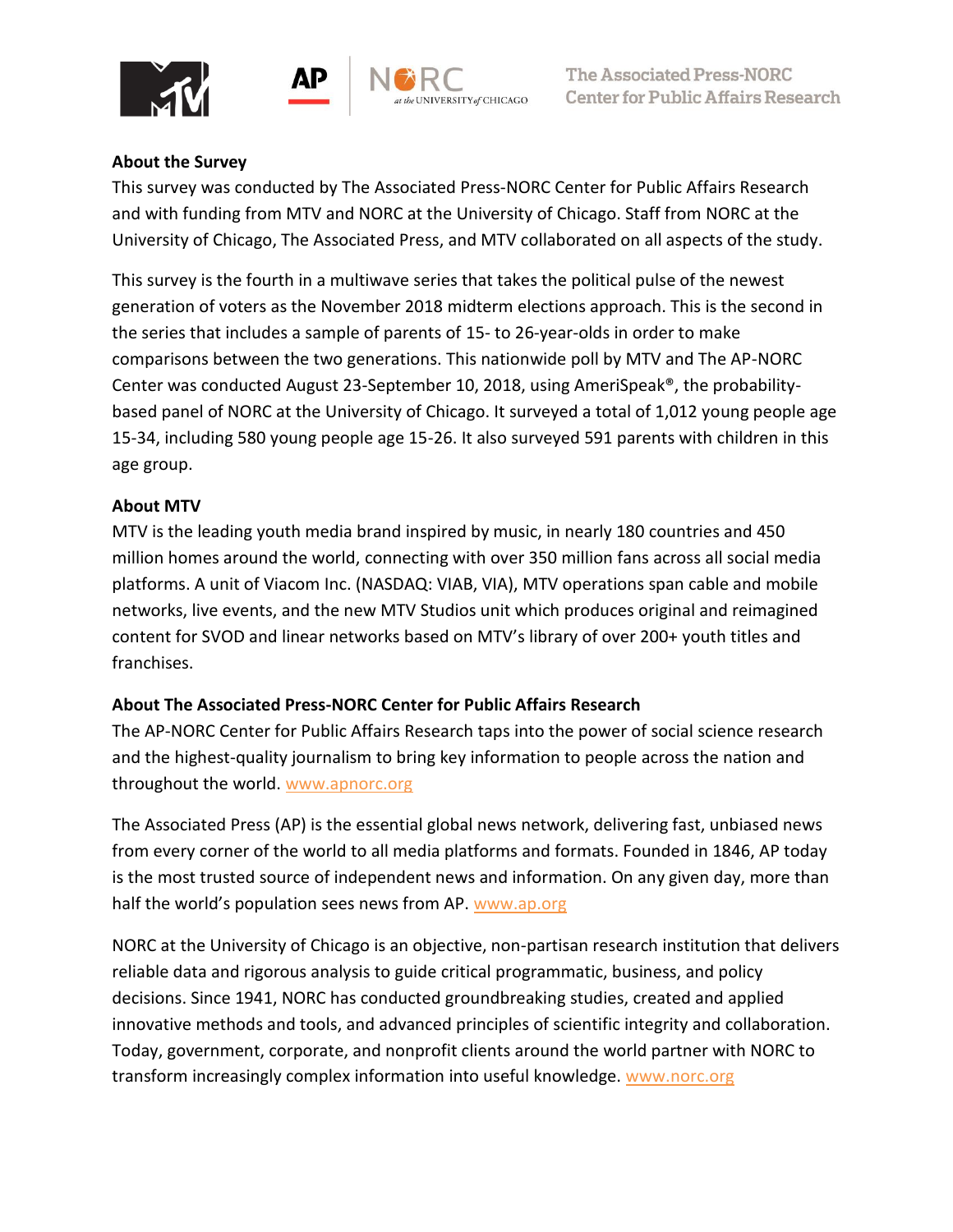## About the Survey

This survey was conducted by The Associated Press-NORC Center for Public Affairs Research and with funding from MTV and NORC at the University of Chicago. Staff from NORC at the University of Chicago, The Associated Press, and MTV collaborated on all aspects of the study.

This survey is the fourth in a multiwave series that takes the political pulse of the newest generation of voters as the November 2018 midterm elections approach. This is the second in the series that includes a sample of parents of 15- to 26-year-olds in order to make comparisons between the two generations. This nationwide poll by MTV and The AP-NORC Center was conducted August 23-September 10, 2018, using AmeriSpeak®, the probability-based panel of NORC at the University of Chicago. It surveyed a total of 1,012 young people age 15-34, including 580 young people age 15-26. It also surveyed 591 parents with children in this age group.

## About MTV

MTV is the leading youth media brand inspired by music, in nearly 180 countries and 450 million homes around the world, connecting with over 350 million fans across all social media platforms. A unit of Viacom Inc. (NASDAQ: VIAB, VIA), MTV operations span cable and mobile networks, live events, and the new MTV Studios unit which produces original and reimagined content for SVOD and linear networks based on MTV's library of over 200+ youth titles and franchises.

## About The Associated Press-NORC Center for Public Affairs Research

The AP-NORC Center for Public Affairs Research taps into the power of social science research and the highest-quality journalism to bring key information to people across the nation and throughout the world. www.apnorc.org

The Associated Press (AP) is the essential global news network, delivering fast, unbiased news from every corner of the world to all media platforms and formats. Founded in 1846, AP today is the most trusted source of independent news and information. On any given day, more than half the world's population sees news from AP. www.ap.org

NORC at the University of Chicago is an objective, non-partisan research institution that delivers reliable data and rigorous analysis to guide critical programmatic, business, and policy decisions. Since 1941, NORC has conducted groundbreaking studies, created and applied innovative methods and tools, and advanced principles of scientific integrity and collaboration. Today, government, corporate, and nonprofit clients around the world partner with NORC to transform increasingly complex information into useful knowledge. www.norc.org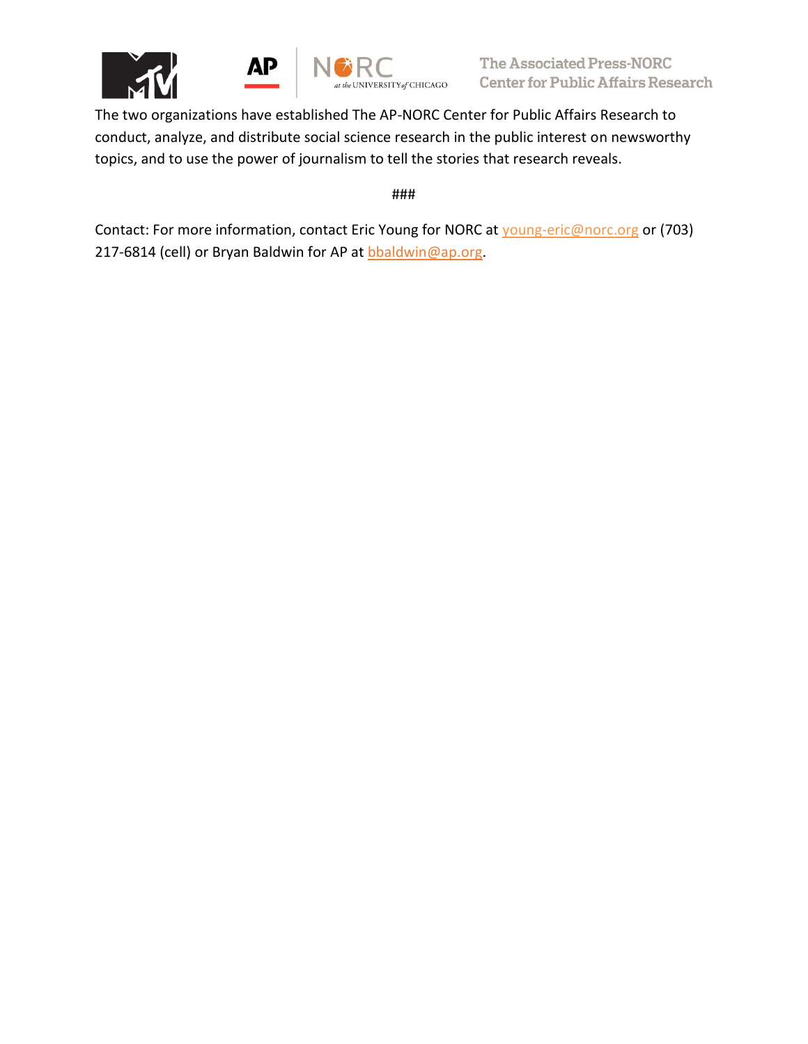The two organizations have established The AP-NORC Center for Public Affairs Research to conduct, analyze, and distribute social science research in the public interest on newsworthy topics, and to use the power of journalism to tell the stories that research reveals.

###

Contact: For more information, contact Eric Young for NORC at young-eric@norc.org or (703) 217-6814 (cell) or Bryan Baldwin for AP at bbaldwin@ap.org.